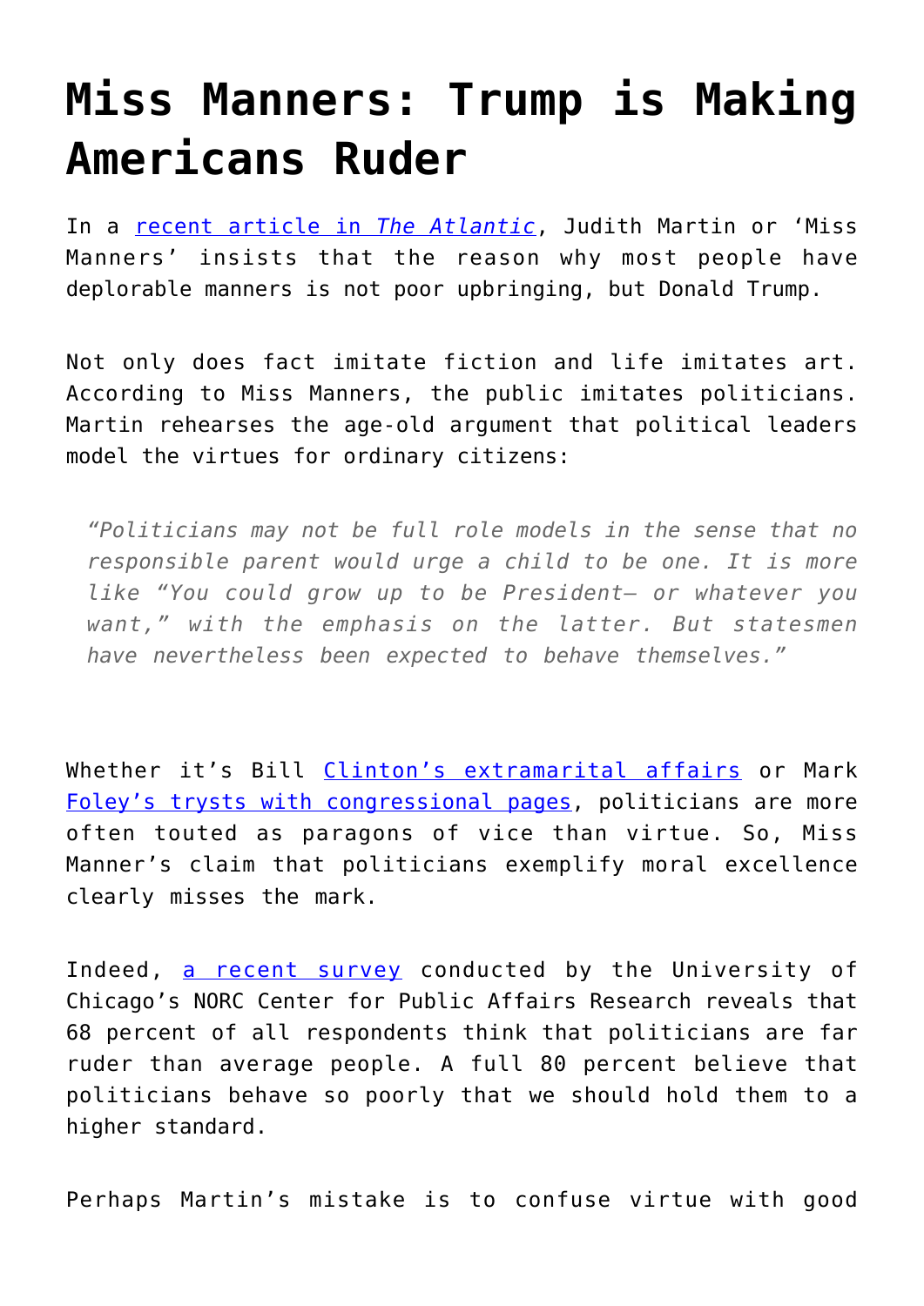# Miss Manners: Trump is Making Americans Ruder

In a [recent article in *The Atlantic*](), Judith Martin or 'Miss Manners' insists that the reason why most people have deplorable manners is not poor upbringing, but Donald Trump.

Not only does fact imitate fiction and life imitates art. According to Miss Manners, the public imitates politicians. Martin rehearses the age-old argument that political leaders model the virtues for ordinary citizens:

> *"Politicians may not be full role models in the sense that no responsible parent would urge a child to be one. It is more like "You could grow up to be President— or whatever you want," with the emphasis on the latter. But statesmen have nevertheless been expected to behave themselves."*

Whether it's Bill [Clinton's extramarital affairs]() or Mark [Foley's trysts with congressional pages](), politicians are more often touted as paragons of vice than virtue. So, Miss Manner's claim that politicians exemplify moral excellence clearly misses the mark.

Indeed, [a recent survey]() conducted by the University of Chicago's NORC Center for Public Affairs Research reveals that 68 percent of all respondents think that politicians are far ruder than average people. A full 80 percent believe that politicians behave so poorly that we should hold them to a higher standard.

Perhaps Martin's mistake is to confuse virtue with good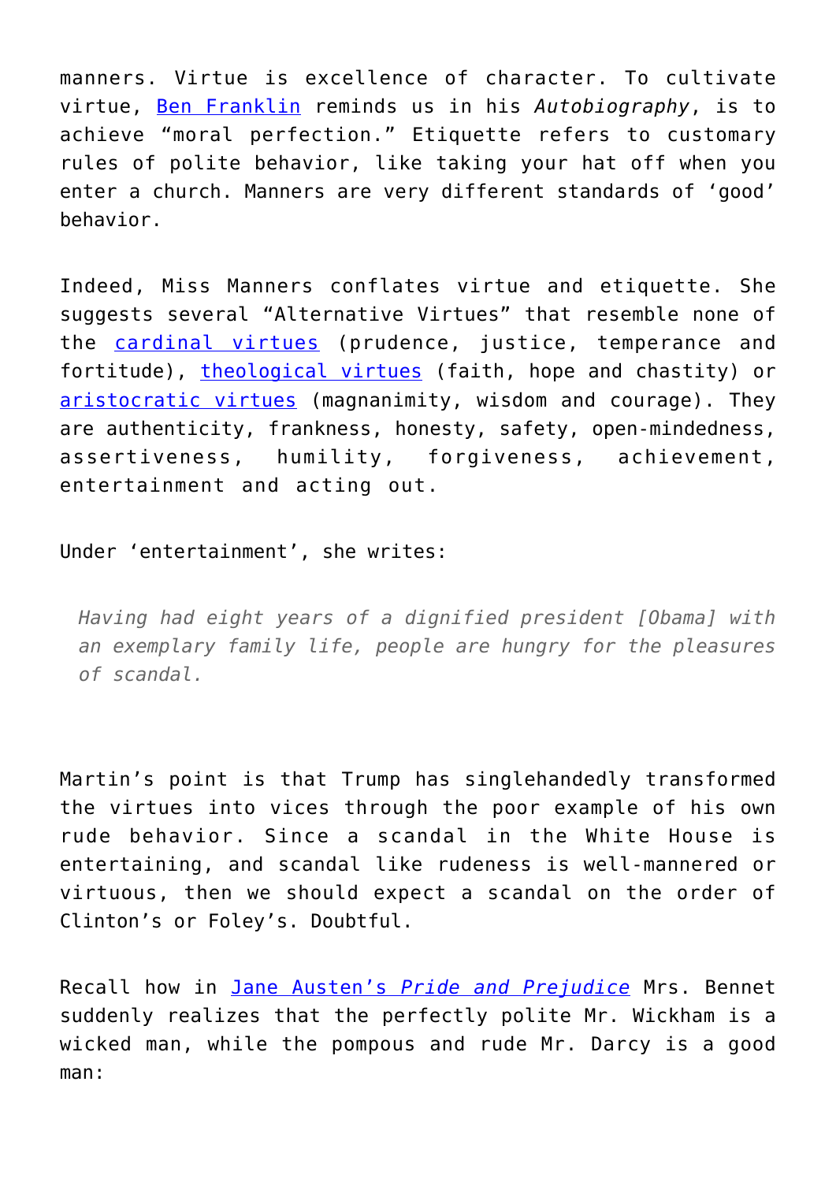manners. Virtue is excellence of character. To cultivate virtue, Ben Franklin reminds us in his *Autobiography*, is to achieve "moral perfection." Etiquette refers to customary rules of polite behavior, like taking your hat off when you enter a church. Manners are very different standards of 'good' behavior.

Indeed, Miss Manners conflates virtue and etiquette. She suggests several "Alternative Virtues" that resemble none of the cardinal virtues (prudence, justice, temperance and fortitude), theological virtues (faith, hope and chastity) or aristocratic virtues (magnanimity, wisdom and courage). They are authenticity, frankness, honesty, safety, open-mindedness, assertiveness, humility, forgiveness, achievement, entertainment and acting out.

Under 'entertainment', she writes:

> *Having had eight years of a dignified president [Obama] with an exemplary family life, people are hungry for the pleasures of scandal.*

Martin's point is that Trump has singlehandedly transformed the virtues into vices through the poor example of his own rude behavior. Since a scandal in the White House is entertaining, and scandal like rudeness is well-mannered or virtuous, then we should expect a scandal on the order of Clinton's or Foley's. Doubtful.

Recall how in Jane Austen's *Pride and Prejudice* Mrs. Bennet suddenly realizes that the perfectly polite Mr. Wickham is a wicked man, while the pompous and rude Mr. Darcy is a good man: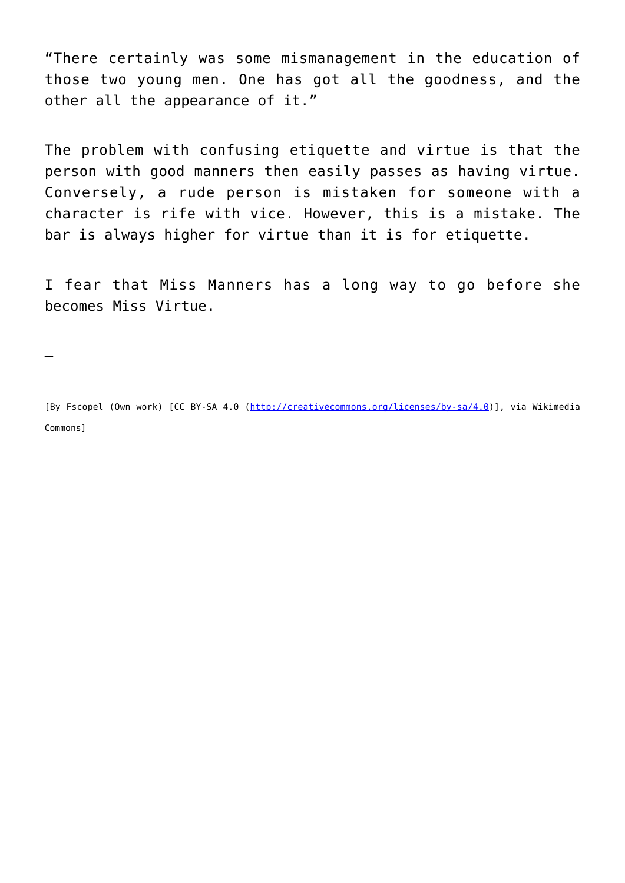"There certainly was some mismanagement in the education of those two young men. One has got all the goodness, and the other all the appearance of it."

The problem with confusing etiquette and virtue is that the person with good manners then easily passes as having virtue. Conversely, a rude person is mistaken for someone with a character is rife with vice. However, this is a mistake. The bar is always higher for virtue than it is for etiquette.

I fear that Miss Manners has a long way to go before she becomes Miss Virtue.

—

[By Fscopel (Own work) [CC BY-SA 4.0 (http://creativecommons.org/licenses/by-sa/4.0)], via Wikimedia Commons]